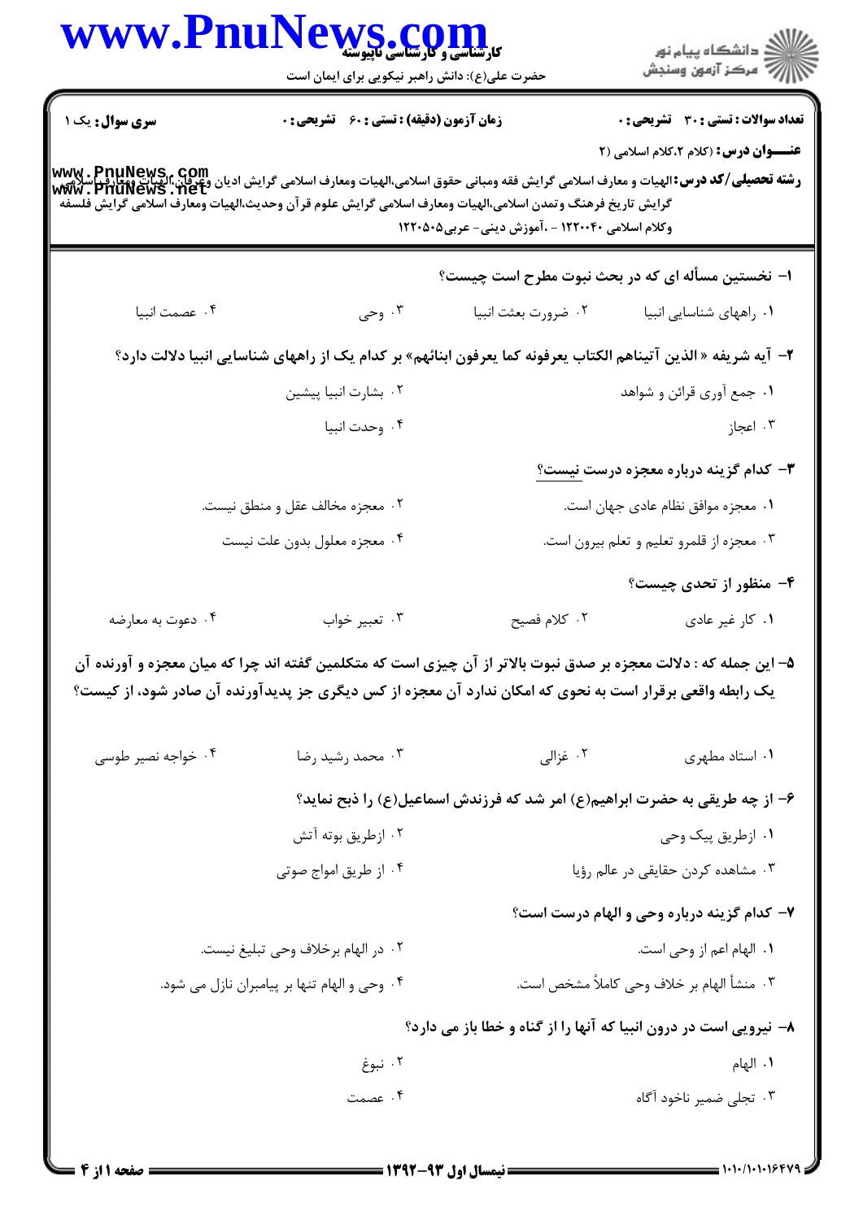**سری سوال:** یک ۱

**زمان آزمون (دقیقه) : تستی : ۶۰ تشریحی : ۰**

**تعداد سوالات : تستی : ۳۰ تشریحی : ۰**

**عنـــوان درس:** (کلام ۲،کلام اسلامی (۲

**رشته تحصیلی/کد درس:** الهیات و معارف اسلامی گرایش فقه ومبانی حقوق اسلامی،الهیات ومعارف اسلامی گرایش ادیان وعرفان،الهیات ومعارف اسلامی گرایش تاریخ فرهنگ وتمدن اسلامی،الهیات ومعارف اسلامی گرایش علوم قرآن وحدیث،الهیات ومعارف اسلامی گرایش فلسفه وکلام اسلامی ۱۲۲۰۰۴۰ - ،آموزش دینی- عربی۱۲۲۰۵۰۵

۱- نخستین مسأله ای که در بحث نبوت مطرح است چیست؟

۱. راههای شناسایی انبیا
۲. ضرورت بعثت انبیا
۳. وحی
۴. عصمت انبیا

۲- آیه شریفه « الذین آتیناهم الکتاب یعرفونه کما یعرفون ابنائهم» بر کدام یک از راههای شناسایی انبیا دلالت دارد؟

۱. جمع آوری قرائن و شواهد
۲. بشارت انبیا پیشین
۳. اعجاز
۴. وحدت انبیا

۳- کدام گزینه درباره معجزه درست نیست؟

۱. معجزه موافق نظام عادی جهان است.
۲. معجزه مخالف عقل و منطق نیست.
۳. معجزه از قلمرو تعلیم و تعلم بیرون است.
۴. معجزه معلول بدون علت نیست

۴- منظور از تحدی چیست؟

۱. کار غیر عادی
۲. کلام فصیح
۳. تعبیر خواب
۴. دعوت به معارضه

۵- این جمله که : دلالت معجزه بر صدق نبوت بالاتر از آن چیزی است که متکلمین گفته اند چرا که میان معجزه و آورنده آن یک رابطه واقعی برقرار است به نحوی که امکان ندارد آن معجزه از کس دیگری جز پدیدآورنده آن صادر شود، از کیست؟

۱. استاد مطهری
۲. غزالی
۳. محمد رشید رضا
۴. خواجه نصیر طوسی

۶- از چه طریقی به حضرت ابراهیم(ع) امر شد که فرزندش اسماعیل(ع) را ذبح نماید؟

۱. ازطریق پیک وحی
۲. ازطریق بوته آتش
۳. مشاهده کردن حقایقی در عالم رؤیا
۴. از طریق امواج صوتی

۷- کدام گزینه درباره وحی و الهام درست است؟

۱. الهام اعم از وحی است.
۲. در الهام برخلاف وحی تبلیغ نیست.
۳. منشأ الهام بر خلاف وحی کاملاً مشخص است.
۴. وحی و الهام تنها بر پیامبران نازل می شود.

۸- نیرویی است در درون انبیا که آنها را از گناه و خطا باز می دارد؟

۱. الهام
۲. نبوغ
۳. تجلی ضمیر ناخود آگاه
۴. عصمت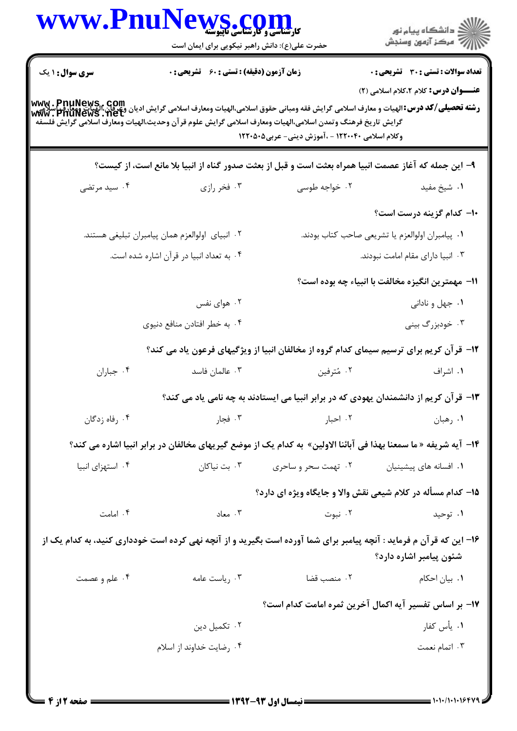**سری سوال:** ۱ یک　　**زمان آزمون (دقیقه) : تستی : ۶۰ تشریحی : ۰**　　**تعداد سوالات : تستی : ۳۰ تشریحی : ۰**

**عنـــوان درس:** کلام ۲،کلام اسلامی (۲)

**رشته تحصیلی/کد درس:** الهیات و معارف اسلامی گرایش فقه ومبانی حقوق اسلامی،الهیات ومعارف اسلامی گرایش ادیان وعرفان،الهیات ومعارف اسلامی گرایش تاریخ فرهنگ وتمدن اسلامی،الهیات ومعارف اسلامی گرایش علوم قرآن وحدیث،الهیات ومعارف اسلامی گرایش فلسفه وکلام اسلامی ۱۲۲۰۰۴۰ - ،آموزش دینی- عربی۱۲۲۰۵۰۵

**۹- این جمله که آغاز عصمت انبیا همراه بعثت است و قبل از بعثت صدور گناه از انبیا بلا مانع است، از کیست؟**

۱. شیخ مفید　　۲. خواجه طوسی　　۳. فخر رازی　　۴. سید مرتضی

**۱۰- کدام گزینه درست است؟**

۱. پیامبران اولوالعزم یا تشریعی صاحب کتاب بودند.

۲. انبیای اولوالعزم همان پیامبران تبلیغی هستند.

۳. انبیا دارای مقام امامت نبودند.

۴. به تعداد انبیا در قرآن اشاره شده است.

**۱۱- مهمترین انگیزه مخالفت با انبیاء چه بوده است؟**

۱. جهل و نادانی　　۲. هوای نفس

۳. خودبزرگ بینی　　۴. به خطر افتادن منافع دنیوی

**۱۲- قرآن کریم برای ترسیم سیمای کدام گروه از مخالفان انبیا از ویژگیهای فرعون یاد می کند؟**

۱. اشراف　　۲. مُترفین　　۳. عالمان فاسد　　۴. جباران

**۱۳- قرآن کریم از دانشمندان یهودی که در برابر انبیا می ایستادند به چه نامی یاد می کند؟**

۱. رهبان　　۲. احبار　　۳. فجار　　۴. رفاه زدگان

**۱۴- آیه شریفه « ما سمعنا بهذا فی آبائنا الاولین» به کدام یک از موضع گیریهای مخالفان در برابر انبیا اشاره می کند؟**

۱. افسانه های پیشینیان　　۲. تهمت سحر و ساحری　　۳. بت نیاکان　　۴. استهزای انبیا

**۱۵- کدام مسأله در کلام شیعی نقش والا و جایگاه ویژه ای دارد؟**

۱. توحید　　۲. نبوت　　۳. معاد　　۴. امامت

**۱۶- این که قرآن م فرماید : آنچه پیامبر برای شما آورده است بگیرید و از آنچه نهی کرده است خودداری کنید، به کدام یک از شئون پیامبر اشاره دارد؟**

۱. بیان احکام　　۲. منصب قضا　　۳. ریاست عامه　　۴. علم و عصمت

**۱۷- بر اساس تفسیر آیه اکمال آخرین ثمره امامت کدام است؟**

۱. یأس کفار　　۲. تکمیل دین

۳. اتمام نعمت　　۴. رضایت خداوند از اسلام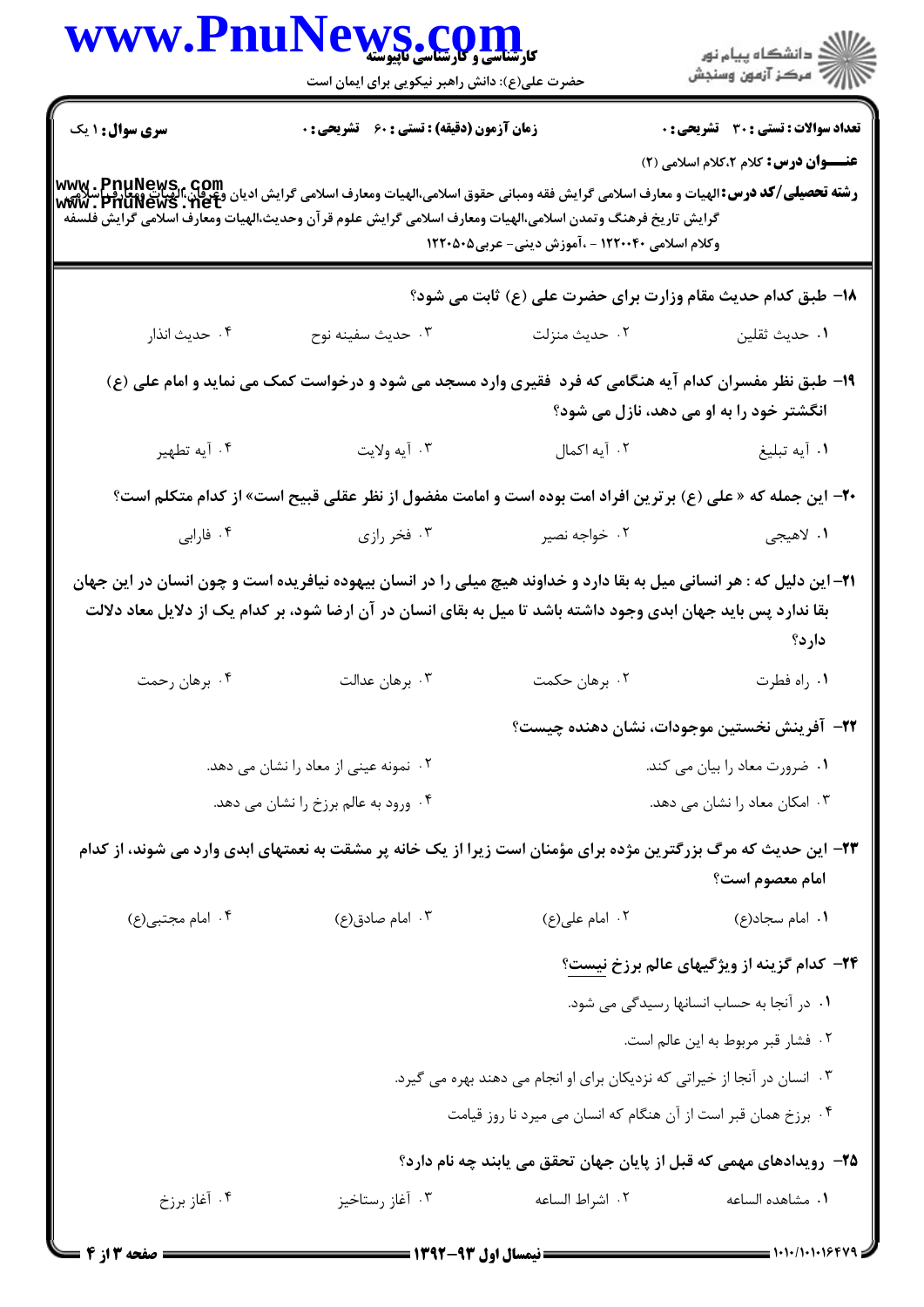**سری سوال:** ۱ یک

**زمان آزمون (دقیقه) : تستی : ۶۰ تشریحی : ۰**

**تعداد سوالات : تستی : ۳۰ تشریحی : ۰**

**عنـــوان درس:** کلام ۲،کلام اسلامی (۲)

**رشته تحصیلی/کد درس:** الهیات و معارف اسلامی گرایش فقه ومبانی حقوق اسلامی،الهیات ومعارف اسلامی گرایش ادیان وعرفان،الهیات ومعارف اسلامی گرایش تاریخ فرهنگ وتمدن اسلامی،الهیات ومعارف اسلامی گرایش علوم قرآن وحدیث،الهیات ومعارف اسلامی گرایش فلسفه وکلام اسلامی ۱۲۲۰۰۴۰ - ،آموزش دینی- عربی۱۲۲۰۵۰۵

۱۸- طبق کدام حدیث مقام وزارت برای حضرت علی (ع) ثابت می شود؟

۱. حدیث ثقلین
۲. حدیث منزلت
۳. حدیث سفینه نوح
۴. حدیث انذار

۱۹- طبق نظر مفسران کدام آیه هنگامی که فرد فقیری وارد مسجد می شود و درخواست کمک می نماید و امام علی (ع) انگشتر خود را به او می دهد، نازل می شود؟

۱. آیه تبلیغ
۲. آیه اکمال
۳. آیه ولایت
۴. آیه تطهیر

۲۰- این جمله که « علی (ع) برترین افراد امت بوده است و امامت مفضول از نظر عقلی قبیح است» از کدام متکلم است؟

۱. لاهیجی
۲. خواجه نصیر
۳. فخر رازی
۴. فارابی

۲۱- این دلیل که : هر انسانی میل به بقا دارد و خداوند هیچ میلی را در انسان بیهوده نیافریده است و چون انسان در این جهان بقا ندارد پس باید جهان ابدی وجود داشته باشد تا میل به بقای انسان در آن ارضا شود، بر کدام یک از دلایل معاد دلالت دارد؟

۱. راه فطرت
۲. برهان حکمت
۳. برهان عدالت
۴. برهان رحمت

۲۲- آفرینش نخستین موجودات، نشان دهنده چیست؟

۱. ضرورت معاد را بیان می کند.
۲. نمونه عینی از معاد را نشان می دهد.
۳. امکان معاد را نشان می دهد.
۴. ورود به عالم برزخ را نشان می دهد.

۲۳- این حدیث که مرگ بزرگترین مژده برای مؤمنان است زیرا از یک خانه پر مشقت به نعمتهای ابدی وارد می شوند، از کدام امام معصوم است؟

۱. امام سجاد(ع)
۲. امام علی(ع)
۳. امام صادق(ع)
۴. امام مجتبی(ع)

۲۴- کدام گزینه از ویژگیهای عالم برزخ نیست؟

۱. در آنجا به حساب انسانها رسیدگی می شود.
۲. فشار قبر مربوط به این عالم است.
۳. انسان در آنجا از خیراتی که نزدیکان برای او انجام می دهند بهره می گیرد.
۴. برزخ همان قبر است از آن هنگام که انسان می میرد تا روز قیامت

۲۵- رویدادهای مهمی که قبل از پایان جهان تحقق می یابند چه نام دارد؟

۱. مشاهده الساعه
۲. اشراط الساعه
۳. آغاز رستاخیز
۴. آغاز برزخ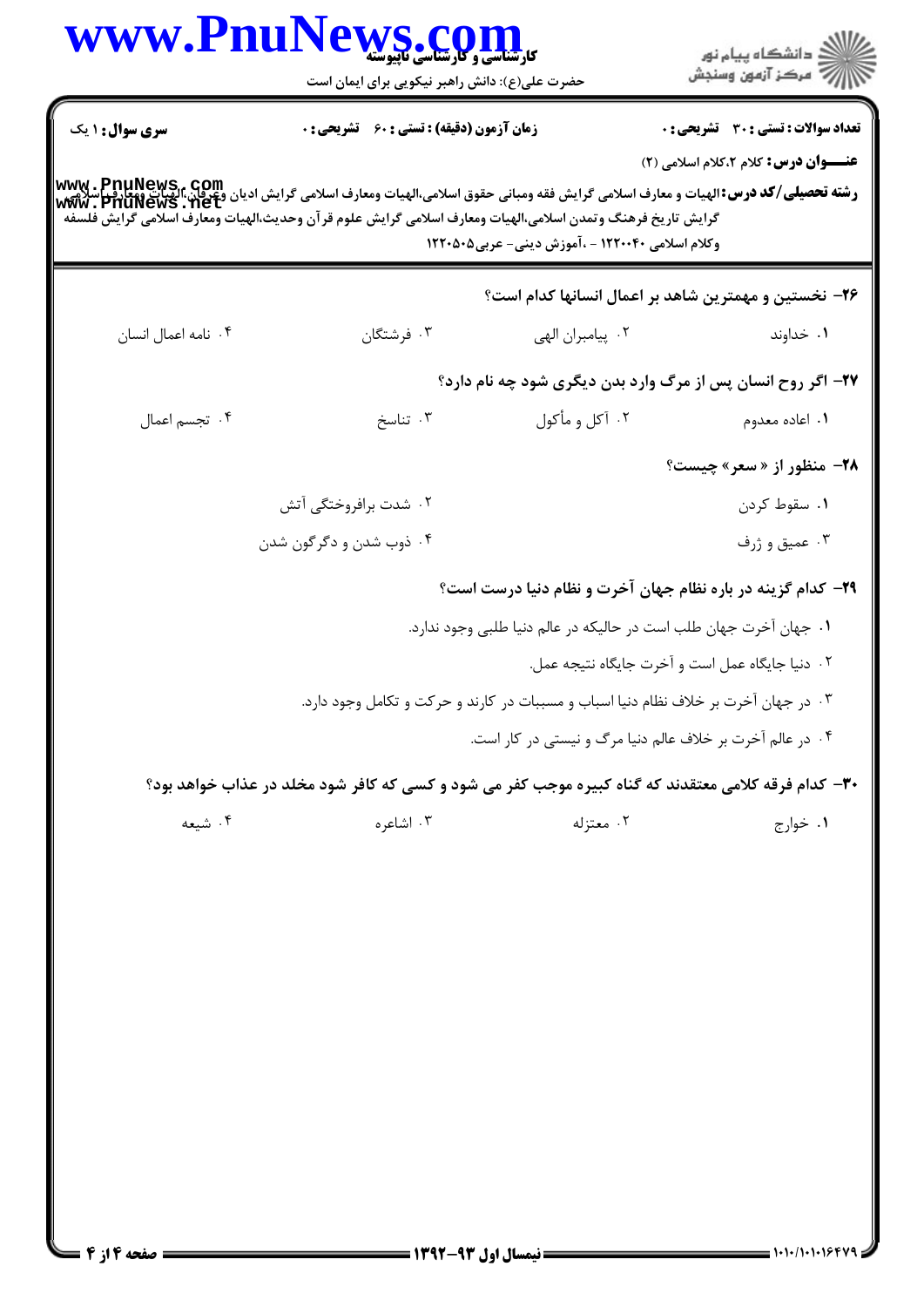**سری سوال:** ۱ یک | **زمان آزمون (دقیقه) : تستی :** ۶۰ **تشریحی :** ۰ | **تعداد سوالات : تستی :** ۳۰ **تشریحی :** ۰

**عنـــوان درس:** کلام ۲،کلام اسلامی (۲)

**رشته تحصیلی/کد درس:** الهیات و معارف اسلامی گرایش فقه ومبانی حقوق اسلامی،الهیات ومعارف اسلامی گرایش ادیان وعرفان،الهیات ومعارف اسلامی گرایش تاریخ فرهنگ وتمدن اسلامی،الهیات ومعارف اسلامی گرایش علوم قرآن وحدیث،الهیات ومعارف اسلامی گرایش فلسفه وکلام اسلامی ۱۲۲۰۰۴۰ - ،آموزش دینی- عربی۱۲۲۰۵۰۵

**۲۶- نخستین و مهمترین شاهد بر اعمال انسانها کدام است؟**

۱. خداوند
۲. پیامبران الهی
۳. فرشتگان
۴. نامه اعمال انسان

**۲۷- اگر روح انسان پس از مرگ وارد بدن دیگری شود چه نام دارد؟**

۱. اعاده معدوم
۲. آکل و مأکول
۳. تناسخ
۴. تجسم اعمال

**۲۸- منظور از « سعر» چیست؟**

۱. سقوط کردن
۲. شدت برافروختگی آتش
۳. عمیق و ژرف
۴. ذوب شدن و دگرگون شدن

**۲۹- کدام گزینه در باره نظام جهان آخرت و نظام دنیا درست است؟**

۱. جهان آخرت جهان طلب است در حالیکه در عالم دنیا طلبی وجود ندارد.
۲. دنیا جایگاه عمل است و آخرت جایگاه نتیجه عمل.
۳. در جهان آخرت بر خلاف نظام دنیا اسباب و مسببات در کارند و حرکت و تکامل وجود دارد.
۴. در عالم آخرت بر خلاف عالم دنیا مرگ و نیستی در کار است.

**۳۰- کدام فرقه کلامی معتقدند که گناه کبیره موجب کفر می شود و کسی که کافر شود مخلد در عذاب خواهد بود؟**

۱. خوارج
۲. معتزله
۳. اشاعره
۴. شیعه